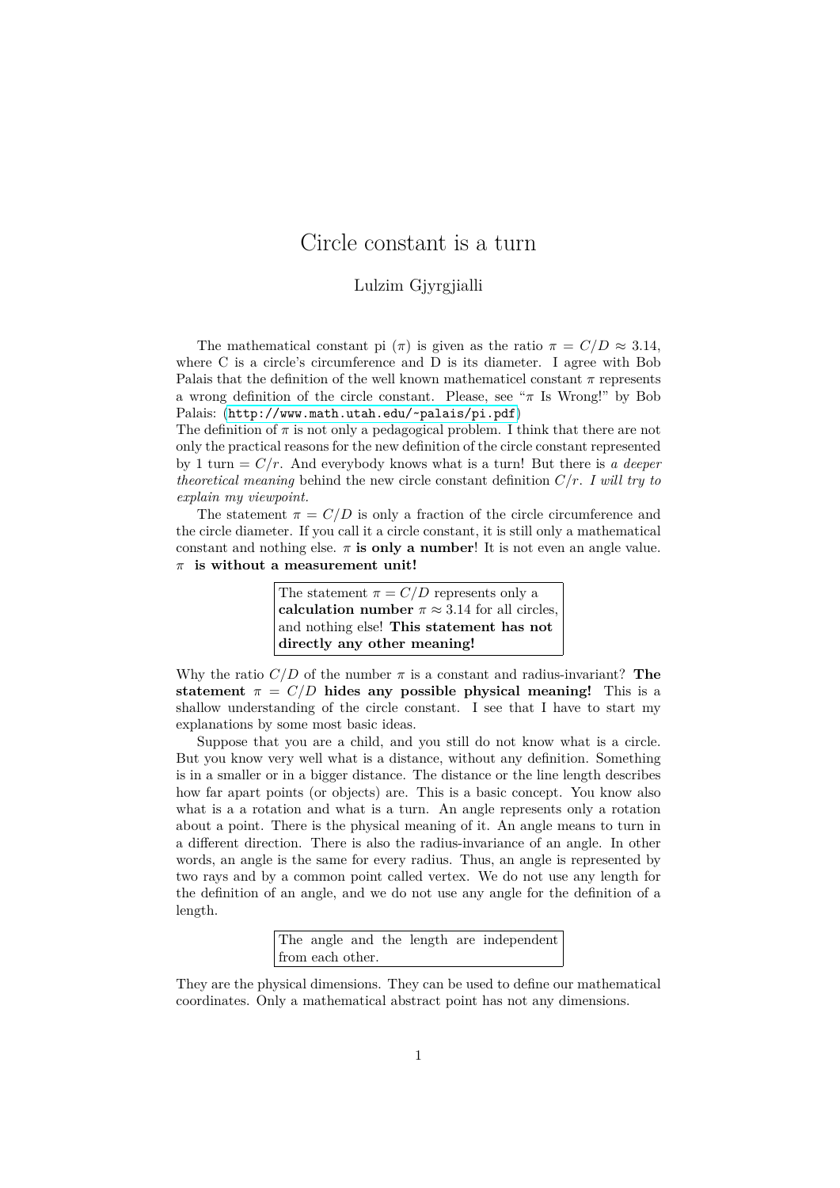# Circle constant is a turn

Lulzim Gjyrgjialli

The mathematical constant pi ($\pi$) is given as the ratio $\pi = C/D \approx 3.14$, where C is a circle's circumference and D is its diameter. I agree with Bob Palais that the definition of the well known mathematicel constant $\pi$ represents a wrong definition of the circle constant. Please, see "$\pi$ Is Wrong!" by Bob Palais: (http://www.math.utah.edu/~palais/pi.pdf)

The definition of $\pi$ is not only a pedagogical problem. I think that there are not only the practical reasons for the new definition of the circle constant represented by 1 turn $= C/r$. And everybody knows what is a turn! But there is *a deeper theoretical meaning* behind the new circle constant definition $C/r$. *I will try to explain my viewpoint.*

The statement $\pi = C/D$ is only a fraction of the circle circumference and the circle diameter. If you call it a circle constant, it is still only a mathematical constant and nothing else. $\pi$ **is only a number**! It is not even an angle value. $\pi$ **is without a measurement unit!**

> The statement $\pi = C/D$ represents only a **calculation number** $\pi \approx 3.14$ for all circles, and nothing else! **This statement has not directly any other meaning!**

Why the ratio $C/D$ of the number $\pi$ is a constant and radius-invariant? **The statement** $\pi = C/D$ **hides any possible physical meaning!** This is a shallow understanding of the circle constant. I see that I have to start my explanations by some most basic ideas.

Suppose that you are a child, and you still do not know what is a circle. But you know very well what is a distance, without any definition. Something is in a smaller or in a bigger distance. The distance or the line length describes how far apart points (or objects) are. This is a basic concept. You know also what is a a rotation and what is a turn. An angle represents only a rotation about a point. There is the physical meaning of it. An angle means to turn in a different direction. There is also the radius-invariance of an angle. In other words, an angle is the same for every radius. Thus, an angle is represented by two rays and by a common point called vertex. We do not use any length for the definition of an angle, and we do not use any angle for the definition of a length.

> The angle and the length are independent from each other.

They are the physical dimensions. They can be used to define our mathematical coordinates. Only a mathematical abstract point has not any dimensions.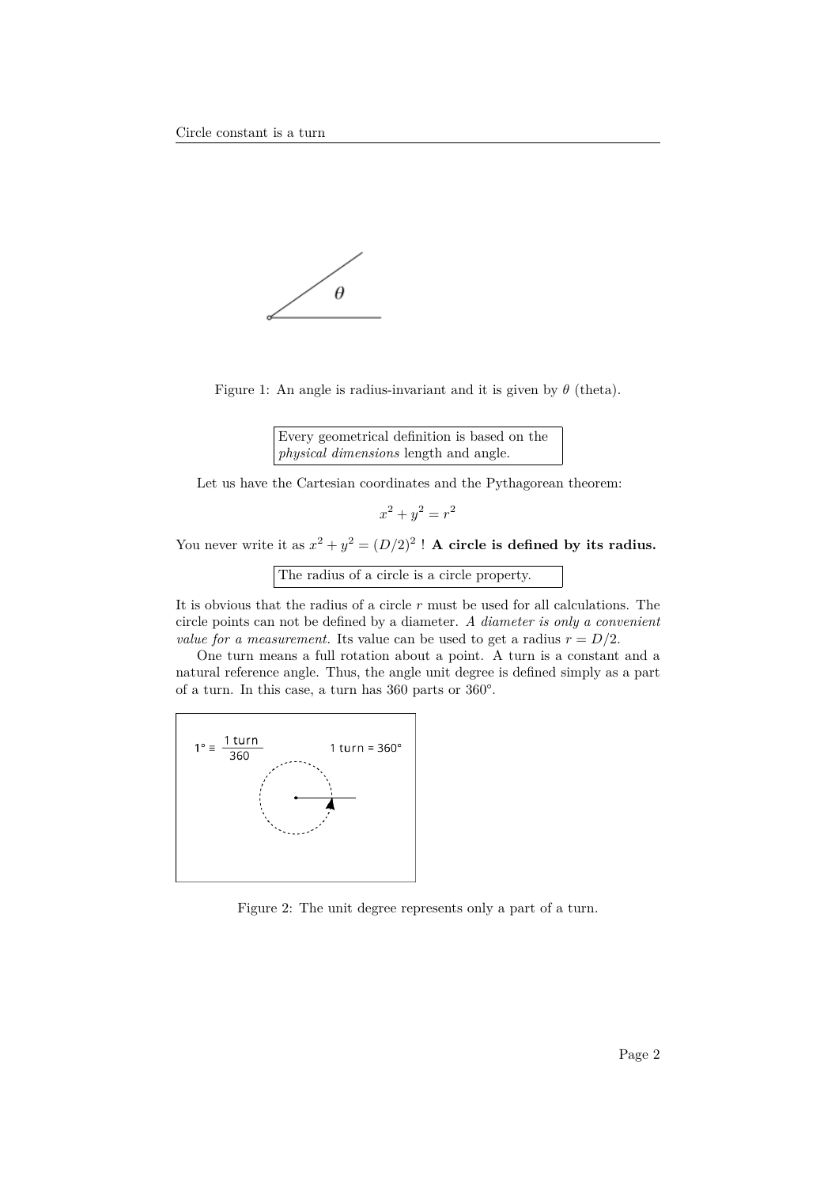Figure 1: An angle is radius-invariant and it is given by $\theta$ (theta).

Every geometrical definition is based on the *physical dimensions* length and angle.

Let us have the Cartesian coordinates and the Pythagorean theorem:

$$x^2 + y^2 = r^2$$

You never write it as $x^2 + y^2 = (D/2)^2$ ! **A circle is defined by its radius.**

The radius of a circle is a circle property.

It is obvious that the radius of a circle $r$ must be used for all calculations. The circle points can not be defined by a diameter. *A diameter is only a convenient value for a measurement.* Its value can be used to get a radius $r = D/2$.

One turn means a full rotation about a point. A turn is a constant and a natural reference angle. Thus, the angle unit degree is defined simply as a part of a turn. In this case, a turn has 360 parts or 360°.

$1° \equiv \frac{1\ \text{turn}}{360}$   1 turn = 360°

Figure 2: The unit degree represents only a part of a turn.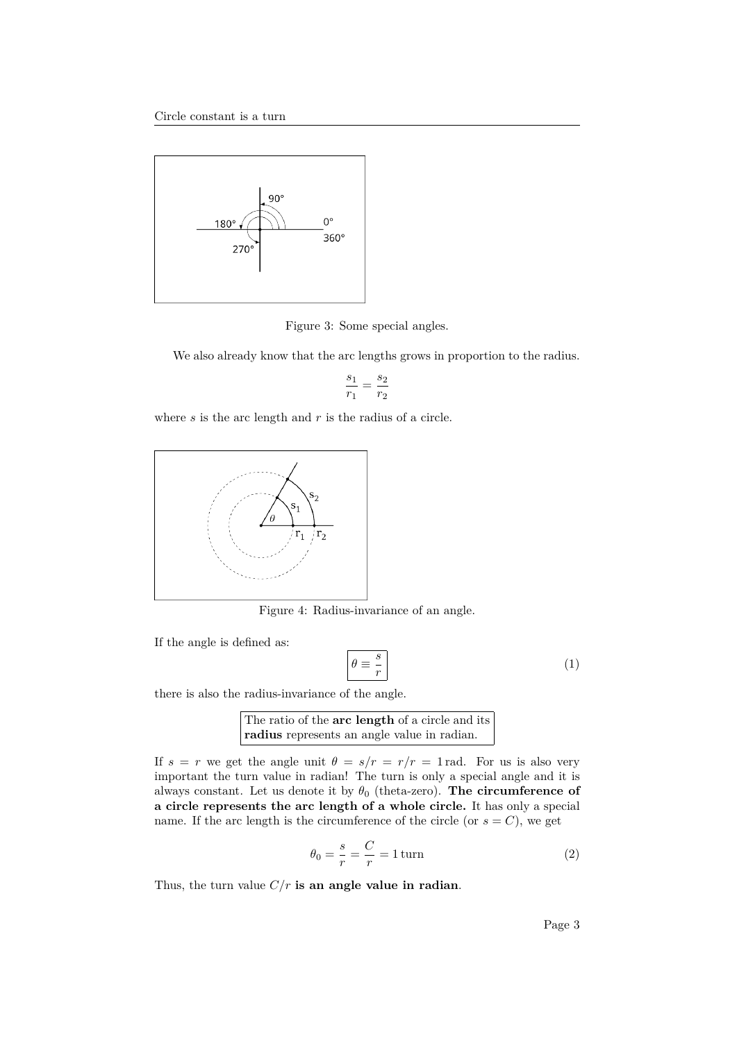Figure 3: Some special angles.

We also already know that the arc lengths grows in proportion to the radius.

$$\frac{s_1}{r_1} = \frac{s_2}{r_2}$$

where $s$ is the arc length and $r$ is the radius of a circle.

Figure 4: Radius-invariance of an angle.

If the angle is defined as:

$$\boxed{\theta \equiv \frac{s}{r}} \tag{1}$$

there is also the radius-invariance of the angle.

> The ratio of the **arc length** of a circle and its **radius** represents an angle value in radian.

If $s = r$ we get the angle unit $\theta = s/r = r/r = 1\,\text{rad}$. For us is also very important the turn value in radian! The turn is only a special angle and it is always constant. Let us denote it by $\theta_0$ (theta-zero). **The circumference of a circle represents the arc length of a whole circle.** It has only a special name. If the arc length is the circumference of the circle (or $s = C$), we get

$$\theta_0 = \frac{s}{r} = \frac{C}{r} = 1\,\text{turn} \tag{2}$$

Thus, the turn value $C/r$ **is an angle value in radian**.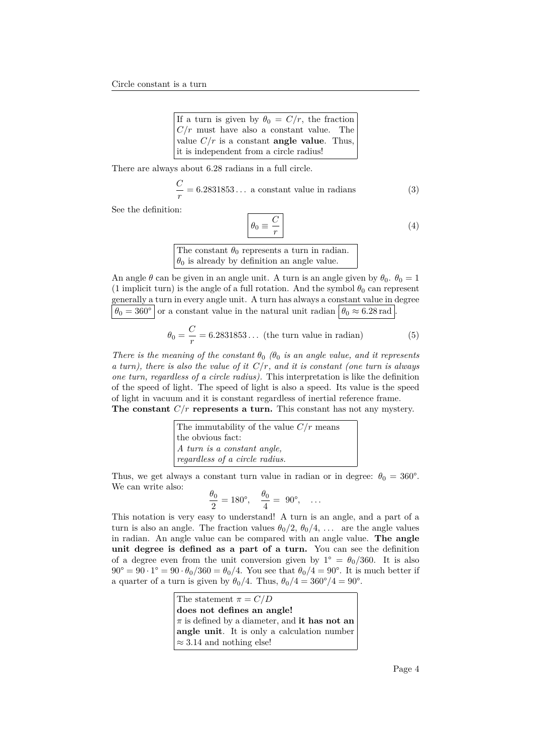If a turn is given by $\theta_0 = C/r$, the fraction $C/r$ must have also a constant value. The value $C/r$ is a constant **angle value**. Thus, it is independent from a circle radius!

There are always about 6.28 radians in a full circle.

$$\frac{C}{r} = 6.2831853\ldots \text{ a constant value in radians} \tag{3}$$

See the definition:

$$\boxed{\theta_0 \equiv \frac{C}{r}} \tag{4}$$

The constant $\theta_0$ represents a turn in radian. $\theta_0$ is already by definition an angle value.

An angle $\theta$ can be given in an angle unit. A turn is an angle given by $\theta_0$. $\theta_0 = 1$ (1 implicit turn) is the angle of a full rotation. And the symbol $\theta_0$ can represent generally a turn in every angle unit. A turn has always a constant value in degree $\boxed{\theta_0 = 360°}$ or a constant value in the natural unit radian $\boxed{\theta_0 \approx 6.28\,\mathrm{rad}}$.

$$\theta_0 = \frac{C}{r} = 6.2831853\ldots \text{ (the turn value in radian)} \tag{5}$$

*There is the meaning of the constant $\theta_0$ ($\theta_0$ is an angle value, and it represents a turn), there is also the value of it $C/r$, and it is constant (one turn is always one turn, regardless of a circle radius).* This interpretation is like the definition of the speed of light. The speed of light is also a speed. Its value is the speed of light in vacuum and it is constant regardless of inertial reference frame.
**The constant $C/r$ represents a turn.** This constant has not any mystery.

The immutability of the value $C/r$ means the obvious fact:
*A turn is a constant angle, regardless of a circle radius.*

Thus, we get always a constant turn value in radian or in degree: $\theta_0 = 360°$. We can write also:

$$\frac{\theta_0}{2} = 180°, \quad \frac{\theta_0}{4} = 90°, \quad \ldots$$

This notation is very easy to understand! A turn is an angle, and a part of a turn is also an angle. The fraction values $\theta_0/2$, $\theta_0/4$, ... are the angle values in radian. An angle value can be compared with an angle value. **The angle unit degree is defined as a part of a turn.** You can see the definition of a degree even from the unit conversion given by $1° = \theta_0/360$. It is also $90° = 90 \cdot 1° = 90 \cdot \theta_0/360 = \theta_0/4$. You see that $\theta_0/4 = 90°$. It is much better if a quarter of a turn is given by $\theta_0/4$. Thus, $\theta_0/4 = 360°/4 = 90°$.

The statement $\pi = C/D$ **does not defines an angle!**
$\pi$ is defined by a diameter, and **it has not an angle unit**. It is only a calculation number $\approx 3.14$ and nothing else!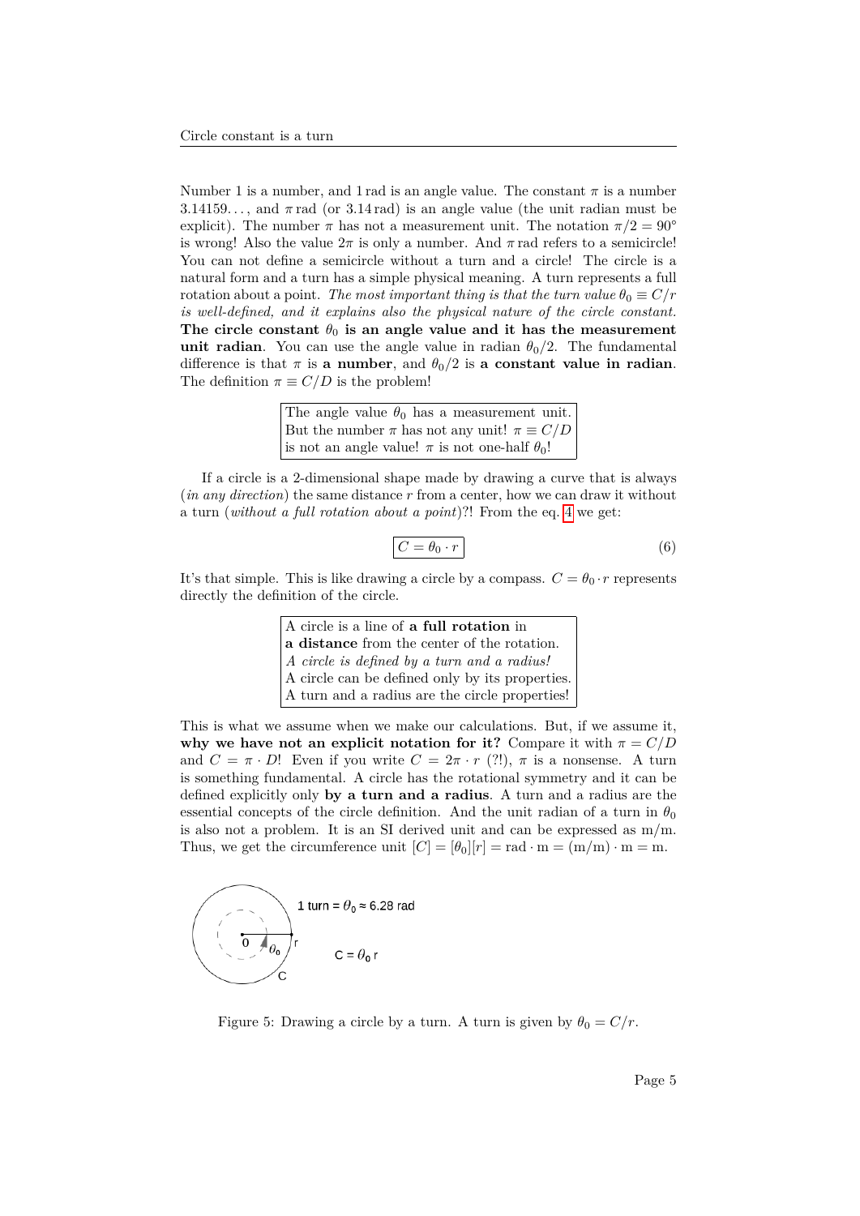Number 1 is a number, and 1 rad is an angle value. The constant $\pi$ is a number $3.14159\ldots$, and $\pi$ rad (or 3.14 rad) is an angle value (the unit radian must be explicit). The number $\pi$ has not a measurement unit. The notation $\pi/2 = 90°$ is wrong! Also the value $2\pi$ is only a number. And $\pi$ rad refers to a semicircle! You can not define a semicircle without a turn and a circle! The circle is a natural form and a turn has a simple physical meaning. A turn represents a full rotation about a point. *The most important thing is that the turn value $\theta_0 \equiv C/r$ is well-defined, and it explains also the physical nature of the circle constant.* **The circle constant $\theta_0$ is an angle value and it has the measurement unit radian**. You can use the angle value in radian $\theta_0/2$. The fundamental difference is that $\pi$ is **a number**, and $\theta_0/2$ is **a constant value in radian**. The definition $\pi \equiv C/D$ is the problem!

> The angle value $\theta_0$ has a measurement unit. But the number $\pi$ has not any unit! $\pi \equiv C/D$ is not an angle value! $\pi$ is not one-half $\theta_0$!

If a circle is a 2-dimensional shape made by drawing a curve that is always (*in any direction*) the same distance $r$ from a center, how we can draw it without a turn (*without a full rotation about a point*)?! From the eq. 4 we get:

$$\boxed{C = \theta_0 \cdot r} \tag{6}$$

It's that simple. This is like drawing a circle by a compass. $C = \theta_0 \cdot r$ represents directly the definition of the circle.

> A circle is a line of **a full rotation** in **a distance** from the center of the rotation.
> *A circle is defined by a turn and a radius!*
> A circle can be defined only by its properties.
> A turn and a radius are the circle properties!

This is what we assume when we make our calculations. But, if we assume it, **why we have not an explicit notation for it?** Compare it with $\pi = C/D$ and $C = \pi \cdot D$! Even if you write $C = 2\pi \cdot r$ (?!), $\pi$ is a nonsense. A turn is something fundamental. A circle has the rotational symmetry and it can be defined explicitly only **by a turn and a radius**. A turn and a radius are the essential concepts of the circle definition. And the unit radian of a turn in $\theta_0$ is also not a problem. It is an SI derived unit and can be expressed as m/m. Thus, we get the circumference unit $[C] = [\theta_0][r] = \text{rad} \cdot \text{m} = (\text{m}/\text{m}) \cdot \text{m} = \text{m}$.

1 turn = $\theta_0 \approx 6.28$ rad

$C = \theta_0 r$

Figure 5: Drawing a circle by a turn. A turn is given by $\theta_0 = C/r$.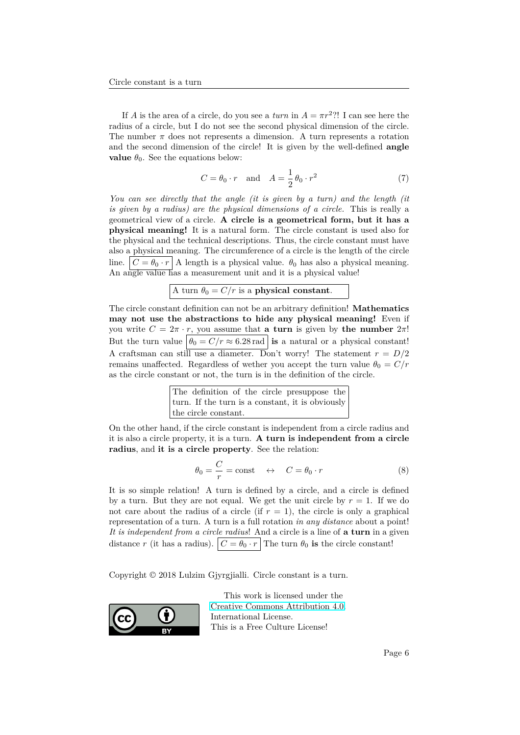If $A$ is the area of a circle, do you see a *turn* in $A = \pi r^2$?! I can see here the radius of a circle, but I do not see the second physical dimension of the circle. The number $\pi$ does not represents a dimension. A turn represents a rotation and the second dimension of the circle! It is given by the well-defined **angle value** $\theta_0$. See the equations below:

$$C = \theta_0 \cdot r \quad \text{and} \quad A = \frac{1}{2}\,\theta_0 \cdot r^2 \tag{7}$$

*You can see directly that the angle (it is given by a turn) and the length (it is given by a radius) are the physical dimensions of a circle.* This is really a geometrical view of a circle. **A circle is a geometrical form, but it has a physical meaning!** It is a natural form. The circle constant is used also for the physical and the technical descriptions. Thus, the circle constant must have also a physical meaning. The circumference of a circle is the length of the circle line. $\boxed{C = \theta_0 \cdot r}$ A length is a physical value. $\theta_0$ has also a physical meaning. An angle value has a measurement unit and it is a physical value!

> A turn $\theta_0 = C/r$ is a **physical constant**.

The circle constant definition can not be an arbitrary definition! **Mathematics may not use the abstractions to hide any physical meaning!** Even if you write $C = 2\pi \cdot r$, you assume that **a turn** is given by **the number** $2\pi$! But the turn value $\boxed{\theta_0 = C/r \approx 6.28\,\text{rad}}$ **is** a natural or a physical constant! A craftsman can still use a diameter. Don't worry! The statement $r = D/2$ remains unaffected. Regardless of wether you accept the turn value $\theta_0 = C/r$ as the circle constant or not, the turn is in the definition of the circle.

> The definition of the circle presuppose the turn. If the turn is a constant, it is obviously the circle constant.

On the other hand, if the circle constant is independent from a circle radius and it is also a circle property, it is a turn. **A turn is independent from a circle radius**, and **it is a circle property**. See the relation:

$$\theta_0 = \frac{C}{r} = \text{const} \quad \leftrightarrow \quad C = \theta_0 \cdot r \tag{8}$$

It is so simple relation! A turn is defined by a circle, and a circle is defined by a turn. But they are not equal. We get the unit circle by $r = 1$. If we do not care about the radius of a circle (if $r = 1$), the circle is only a graphical representation of a turn. A turn is a full rotation *in any distance* about a point! *It is independent from a circle radius*! And a circle is a line of **a turn** in a given distance $r$ (it has a radius). $\boxed{C = \theta_0 \cdot r}$ The turn $\theta_0$ **is** the circle constant!

Copyright © 2018 Lulzim Gjyrgjialli. Circle constant is a turn.

This work is licensed under the Creative Commons Attribution 4.0 International License.
This is a Free Culture License!